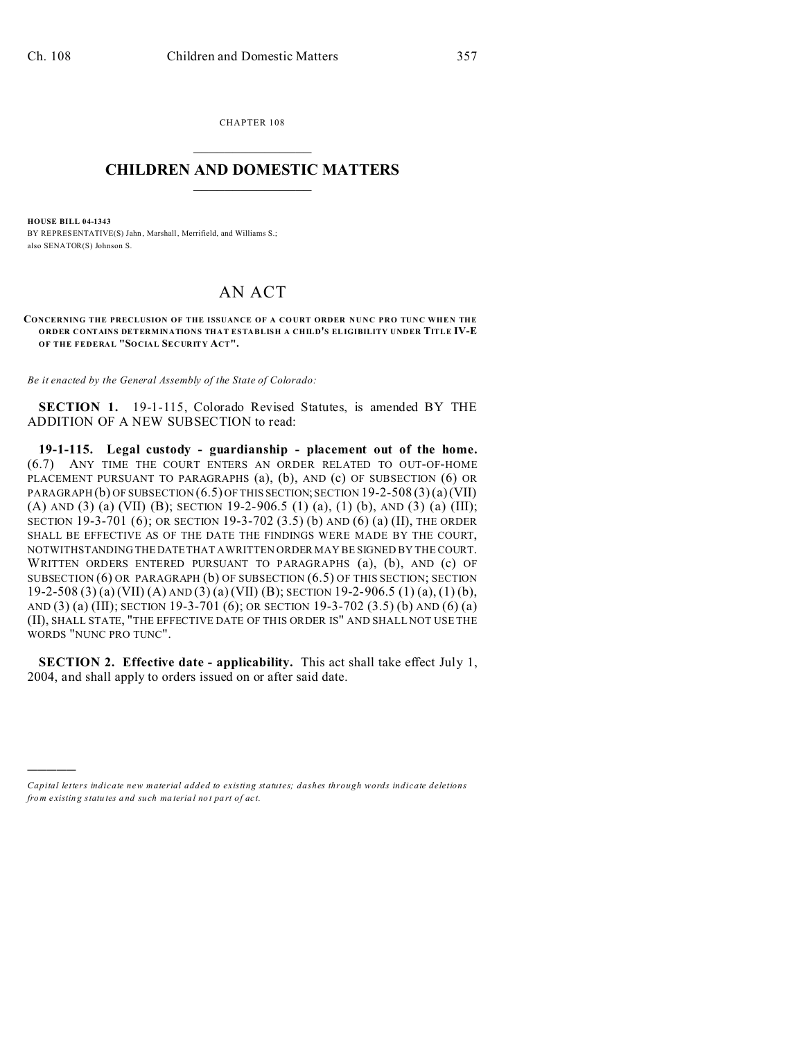CHAPTER 108

# CHILDREN AND DOMESTIC MATTERS

**HOUSE BILL 04-1343**

BY REPRESENTATIVE(S) Jahn, Marshall, Merrifield, and Williams S.;
also SENATOR(S) Johnson S.

# AN ACT

**CONCERNING THE PRECLUSION OF THE ISSUANCE OF A COURT ORDER NUNC PRO TUNC WHEN THE ORDER CONTAINS DETERMINATIONS THAT ESTABLISH A CHILD'S ELIGIBILITY UNDER TITLE IV-E OF THE FEDERAL "SOCIAL SECURITY ACT".**

*Be it enacted by the General Assembly of the State of Colorado:*

**SECTION 1.** 19-1-115, Colorado Revised Statutes, is amended BY THE ADDITION OF A NEW SUBSECTION to read:

**19-1-115. Legal custody - guardianship - placement out of the home.** (6.7) ANY TIME THE COURT ENTERS AN ORDER RELATED TO OUT-OF-HOME PLACEMENT PURSUANT TO PARAGRAPHS (a), (b), AND (c) OF SUBSECTION (6) OR PARAGRAPH (b) OF SUBSECTION (6.5) OF THIS SECTION; SECTION 19-2-508 (3) (a) (VII) (A) AND (3) (a) (VII) (B); SECTION 19-2-906.5 (1) (a), (1) (b), AND (3) (a) (III); SECTION 19-3-701 (6); OR SECTION 19-3-702 (3.5) (b) AND (6) (a) (II), THE ORDER SHALL BE EFFECTIVE AS OF THE DATE THE FINDINGS WERE MADE BY THE COURT, NOTWITHSTANDING THE DATE THAT A WRITTEN ORDER MAY BE SIGNED BY THE COURT. WRITTEN ORDERS ENTERED PURSUANT TO PARAGRAPHS (a), (b), AND (c) OF SUBSECTION (6) OR PARAGRAPH (b) OF SUBSECTION (6.5) OF THIS SECTION; SECTION 19-2-508 (3) (a) (VII) (A) AND (3) (a) (VII) (B); SECTION 19-2-906.5 (1) (a), (1) (b), AND (3) (a) (III); SECTION 19-3-701 (6); OR SECTION 19-3-702 (3.5) (b) AND (6) (a) (II), SHALL STATE, "THE EFFECTIVE DATE OF THIS ORDER IS" AND SHALL NOT USE THE WORDS "NUNC PRO TUNC".

**SECTION 2. Effective date - applicability.** This act shall take effect July 1, 2004, and shall apply to orders issued on or after said date.

---

*Capital letters indicate new material added to existing statutes; dashes through words indicate deletions from existing statutes and such material not part of act.*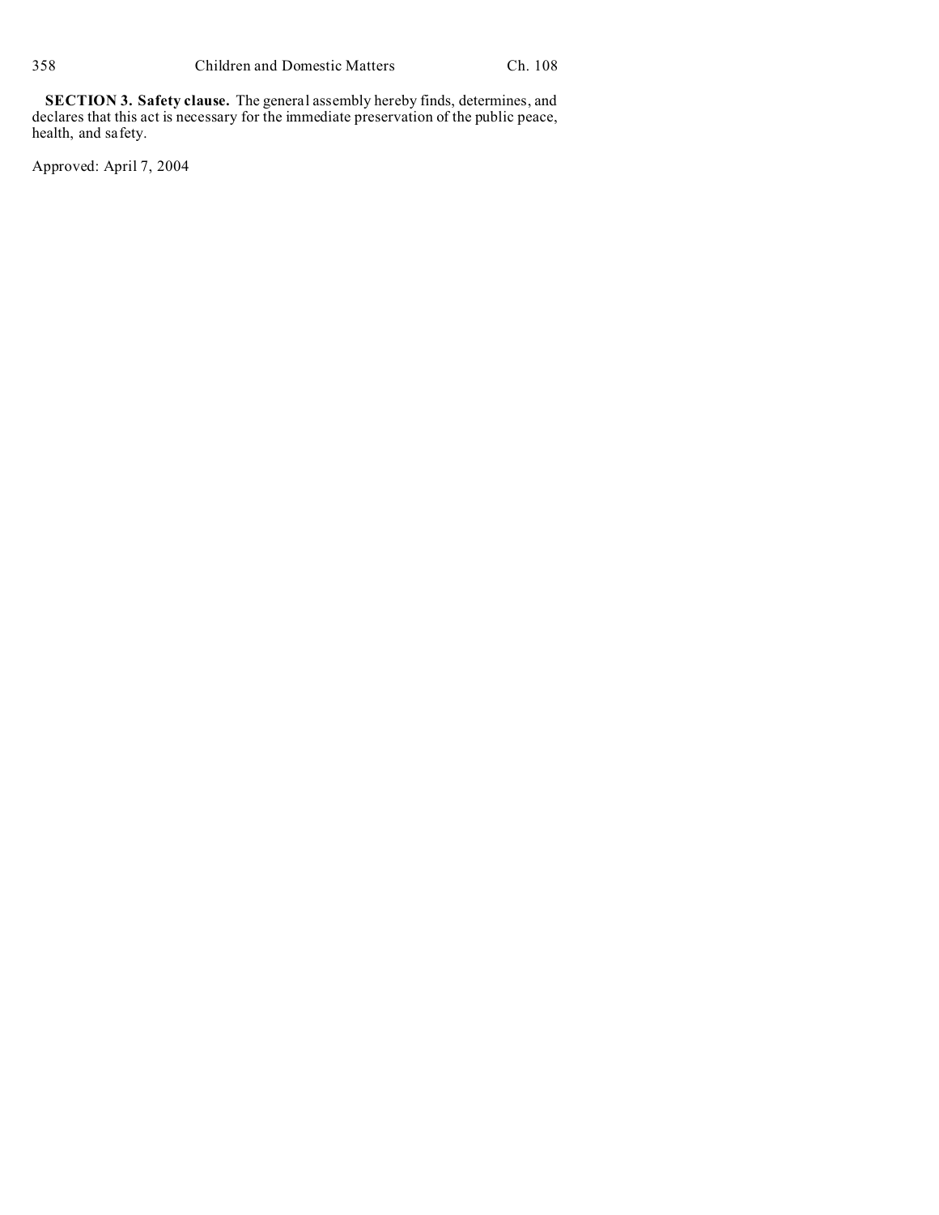**SECTION 3. Safety clause.** The general assembly hereby finds, determines, and declares that this act is necessary for the immediate preservation of the public peace, health, and safety.

Approved: April 7, 2004